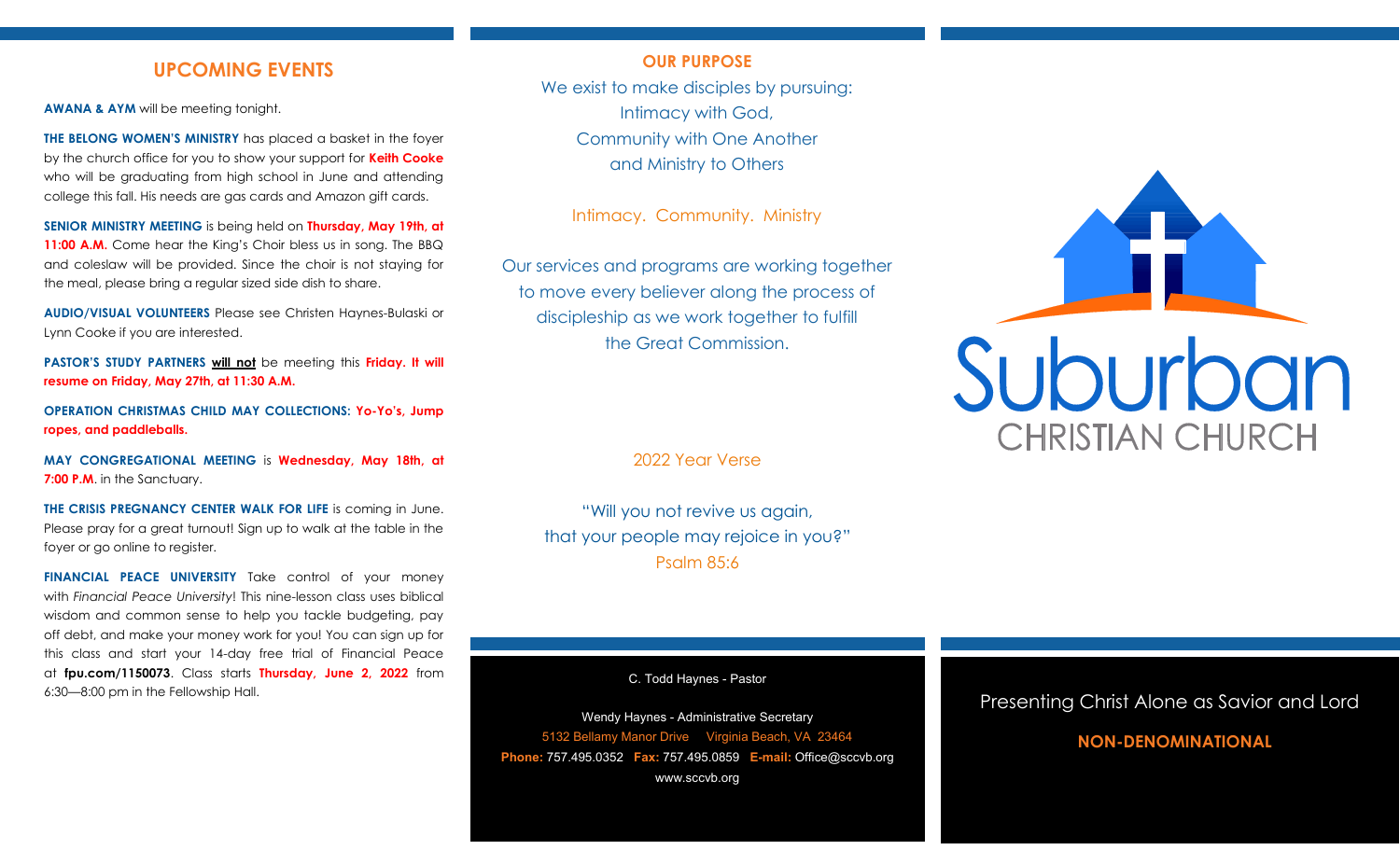## UPCOMING EVENTS

**AWANA & AYM** will be meeting tonight.

**THE BELONG WOMEN'S MINISTRY** has placed a basket in the foyer by the church office for you to show your support for **Keith Cooke** who will be graduating from high school in June and attending college this fall. His needs are gas cards and Amazon gift cards.

**SENIOR MINISTRY MEETING** is being held on **Thursday, May 19th, at 11:00 A.M.** Come hear the King's Choir bless us in song. The BBQ and coleslaw will be provided. Since the choir is not staying for the meal, please bring a regular sized side dish to share.

**AUDIO/VISUAL VOLUNTEERS** Please see Christen Haynes-Bulaski or Lynn Cooke if you are interested.

**PASTOR'S STUDY PARTNERS** **will not** be meeting this **Friday. It will resume on Friday, May 27th, at 11:30 A.M.**

**OPERATION CHRISTMAS CHILD MAY COLLECTIONS: Yo-Yo's, Jump ropes, and paddleballs.**

**MAY CONGREGATIONAL MEETING** is **Wednesday, May 18th, at 7:00 P.M.** in the Sanctuary.

**THE CRISIS PREGNANCY CENTER WALK FOR LIFE** is coming in June. Please pray for a great turnout! Sign up to walk at the table in the foyer or go online to register.

**FINANCIAL PEACE UNIVERSITY** Take control of your money with *Financial Peace University*! This nine-lesson class uses biblical wisdom and common sense to help you tackle budgeting, pay off debt, and make your money work for you! You can sign up for this class and start your 14-day free trial of Financial Peace at **fpu.com/1150073**. Class starts **Thursday, June 2, 2022** from 6:30—8:00 pm in the Fellowship Hall.

## OUR PURPOSE

We exist to make disciples by pursuing:
Intimacy with God,
Community with One Another
and Ministry to Others

Intimacy. Community. Ministry

Our services and programs are working together to move every believer along the process of discipleship as we work together to fulfill the Great Commission.

2022 Year Verse

"Will you not revive us again,
that your people may rejoice in you?"
Psalm 85:6

C. Todd Haynes - Pastor

Wendy Haynes - Administrative Secretary
5132 Bellamy Manor Drive Virginia Beach, VA 23464
**Phone:** 757.495.0352 **Fax:** 757.495.0859 **E-mail:** Office@sccvb.org
www.sccvb.org

# Suburban
## CHRISTIAN CHURCH

Presenting Christ Alone as Savior and Lord

**NON-DENOMINATIONAL**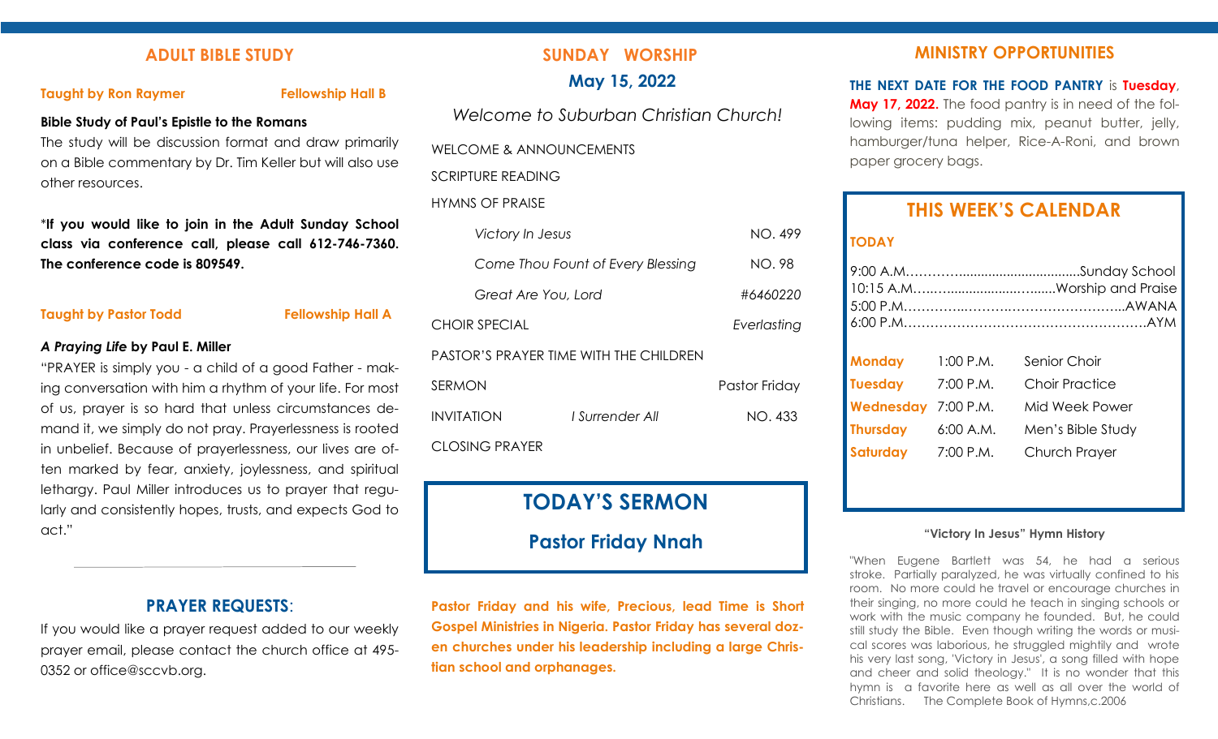## ADULT BIBLE STUDY

**Taught by Ron Raymer** **Fellowship Hall B**

**Bible Study of Paul's Epistle to the Romans**

The study will be discussion format and draw primarily on a Bible commentary by Dr. Tim Keller but will also use other resources.

***If you would like to join in the Adult Sunday School class via conference call, please call 612-746-7360. The conference code is 809549.**

**Taught by Pastor Todd** **Fellowship Hall A**

***A Praying Life* by Paul E. Miller**

"PRAYER is simply you - a child of a good Father - making conversation with him a rhythm of your life. For most of us, prayer is so hard that unless circumstances demand it, we simply do not pray. Prayerlessness is rooted in unbelief. Because of prayerlessness, our lives are often marked by fear, anxiety, joylessness, and spiritual lethargy. Paul Miller introduces us to prayer that regularly and consistently hopes, trusts, and expects God to act."

## PRAYER REQUESTS:

If you would like a prayer request added to our weekly prayer email, please contact the church office at 495-0352 or office@sccvb.org.

## SUNDAY WORSHIP

### May 15, 2022

*Welcome to Suburban Christian Church!*

WELCOME & ANNOUNCEMENTS

SCRIPTURE READING

HYMNS OF PRAISE

| | |
|---|---|
| *Victory In Jesus* | NO. 499 |
| *Come Thou Fount of Every Blessing* | NO. 98 |
| *Great Are You, Lord* | *#6460220* |

CHOIR SPECIAL — *Everlasting*

PASTOR'S PRAYER TIME WITH THE CHILDREN

SERMON — Pastor Friday

INVITATION — *I Surrender All* — NO. 433

CLOSING PRAYER

## TODAY'S SERMON

### Pastor Friday Nnah

**Pastor Friday and his wife, Precious, lead Time is Short Gospel Ministries in Nigeria. Pastor Friday has several dozen churches under his leadership including a large Christian school and orphanages.**

## MINISTRY OPPORTUNITIES

**THE NEXT DATE FOR THE FOOD PANTRY** is **Tuesday, May 17, 2022.** The food pantry is in need of the following items: pudding mix, peanut butter, jelly, hamburger/tuna helper, Rice-A-Roni, and brown paper grocery bags.

## THIS WEEK'S CALENDAR

**TODAY**

9:00 A.M.……………..............................Sunday School
10:15 A.M.…….................…......Worship and Praise
5:00 P.M.…………...……….……………………..AWANA
6:00 P.M.……………………………………………….AYM

| | | |
|---|---|---|
| **Monday** | 1:00 P.M. | Senior Choir |
| **Tuesday** | 7:00 P.M. | Choir Practice |
| **Wednesday** | 7:00 P.M. | Mid Week Power |
| **Thursday** | 6:00 A.M. | Men's Bible Study |
| **Saturday** | 7:00 P.M. | Church Prayer |

**"Victory In Jesus" Hymn History**

"When Eugene Bartlett was 54, he had a serious stroke. Partially paralyzed, he was virtually confined to his room. No more could he travel or encourage churches in their singing, no more could he teach in singing schools or work with the music company he founded. But, he could still study the Bible. Even though writing the words or musical scores was laborious, he struggled mightily and wrote his very last song, 'Victory in Jesus', a song filled with hope and cheer and solid theology." It is no wonder that this hymn is a favorite here as well as all over the world of Christians. The Complete Book of Hymns,c.2006